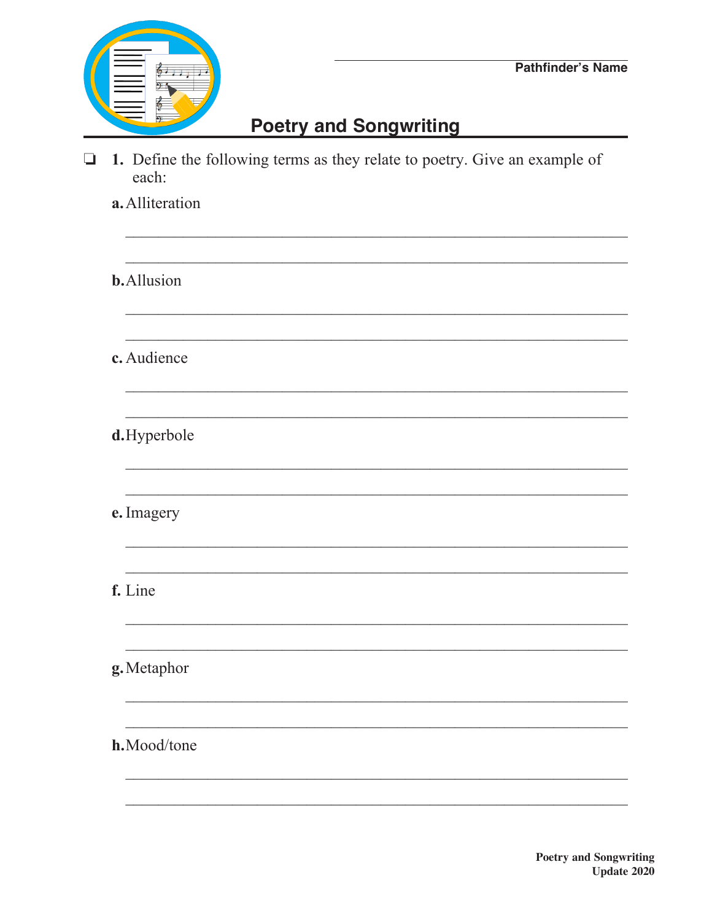Pathfinder's Name

# Poetry and Songwriting

❏ **1.** Define the following terms as they relate to poetry. Give an example of each:

**a.** Alliteration

___________________________________________________________

___________________________________________________________

**b.** Allusion

___________________________________________________________

___________________________________________________________

**c.** Audience

___________________________________________________________

___________________________________________________________

**d.** Hyperbole

___________________________________________________________

___________________________________________________________

**e.** Imagery

___________________________________________________________

___________________________________________________________

**f.** Line

___________________________________________________________

___________________________________________________________

**g.** Metaphor

___________________________________________________________

___________________________________________________________

**h.** Mood/tone

___________________________________________________________

___________________________________________________________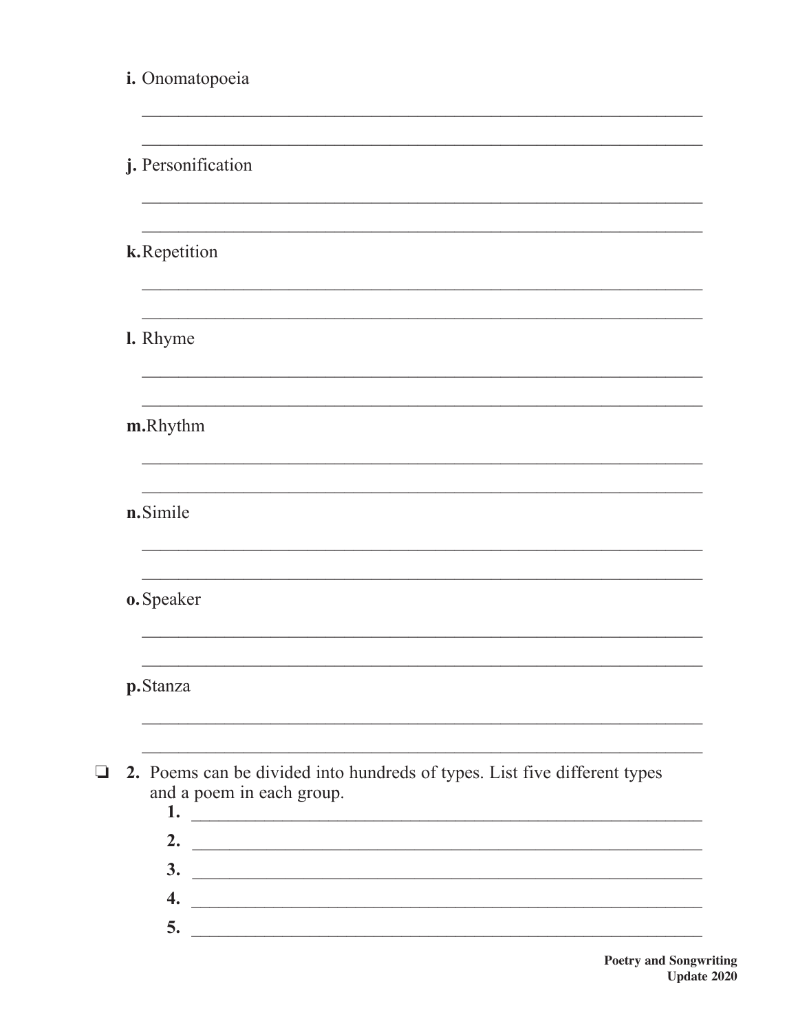**i.** Onomatopoeia

______________________________________________________________

______________________________________________________________

**j.** Personification

______________________________________________________________

______________________________________________________________

**k.** Repetition

______________________________________________________________

______________________________________________________________

**l.** Rhyme

______________________________________________________________

______________________________________________________________

**m.** Rhythm

______________________________________________________________

______________________________________________________________

**n.** Simile

______________________________________________________________

______________________________________________________________

**o.** Speaker

______________________________________________________________

______________________________________________________________

**p.** Stanza

______________________________________________________________

______________________________________________________________

❏ **2.** Poems can be divided into hundreds of types. List five different types and a poem in each group.

**1.** ______________________________________________________

**2.** ______________________________________________________

**3.** ______________________________________________________

**4.** ______________________________________________________

**5.** ______________________________________________________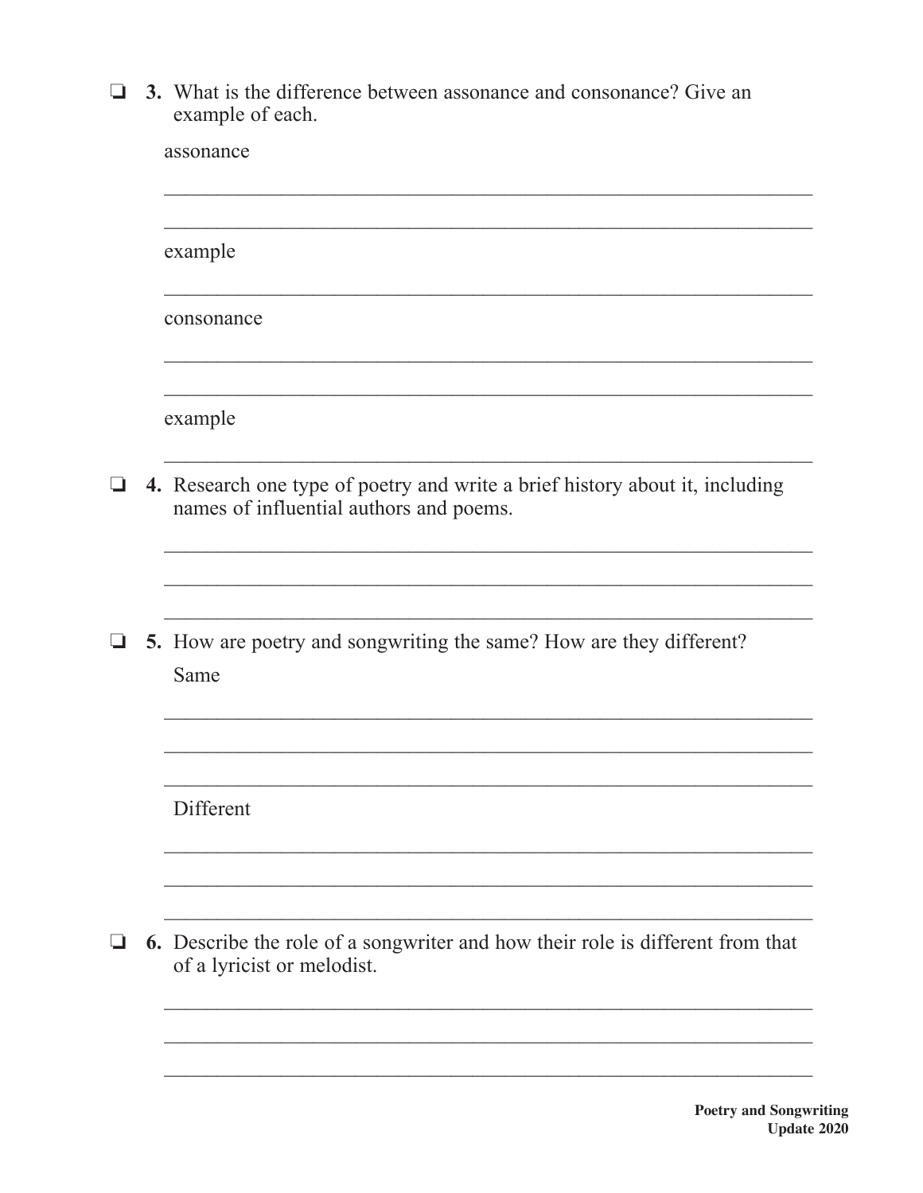❏ **3.** What is the difference between assonance and consonance? Give an example of each.

assonance

_____________________________________________________________

_____________________________________________________________

example

_____________________________________________________________

consonance

_____________________________________________________________

_____________________________________________________________

example

_____________________________________________________________

❏ **4.** Research one type of poetry and write a brief history about it, including names of influential authors and poems.

_____________________________________________________________

_____________________________________________________________

_____________________________________________________________

❏ **5.** How are poetry and songwriting the same? How are they different?

Same

_____________________________________________________________

_____________________________________________________________

_____________________________________________________________

Different

_____________________________________________________________

_____________________________________________________________

_____________________________________________________________

❏ **6.** Describe the role of a songwriter and how their role is different from that of a lyricist or melodist.

_____________________________________________________________

_____________________________________________________________

_____________________________________________________________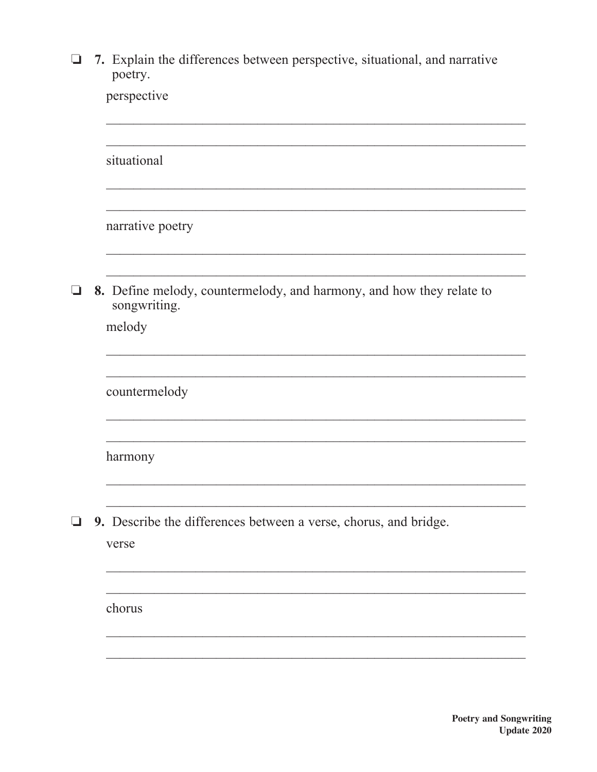❏ **7.** Explain the differences between perspective, situational, and narrative poetry.

perspective

_______________________________________________________________

_______________________________________________________________

situational

_______________________________________________________________

_______________________________________________________________

narrative poetry

_______________________________________________________________

_______________________________________________________________

❏ **8.** Define melody, countermelody, and harmony, and how they relate to songwriting.

melody

_______________________________________________________________

_______________________________________________________________

countermelody

_______________________________________________________________

_______________________________________________________________

harmony

_______________________________________________________________

_______________________________________________________________

❏ **9.** Describe the differences between a verse, chorus, and bridge.

verse

_______________________________________________________________

_______________________________________________________________

chorus

_______________________________________________________________

_______________________________________________________________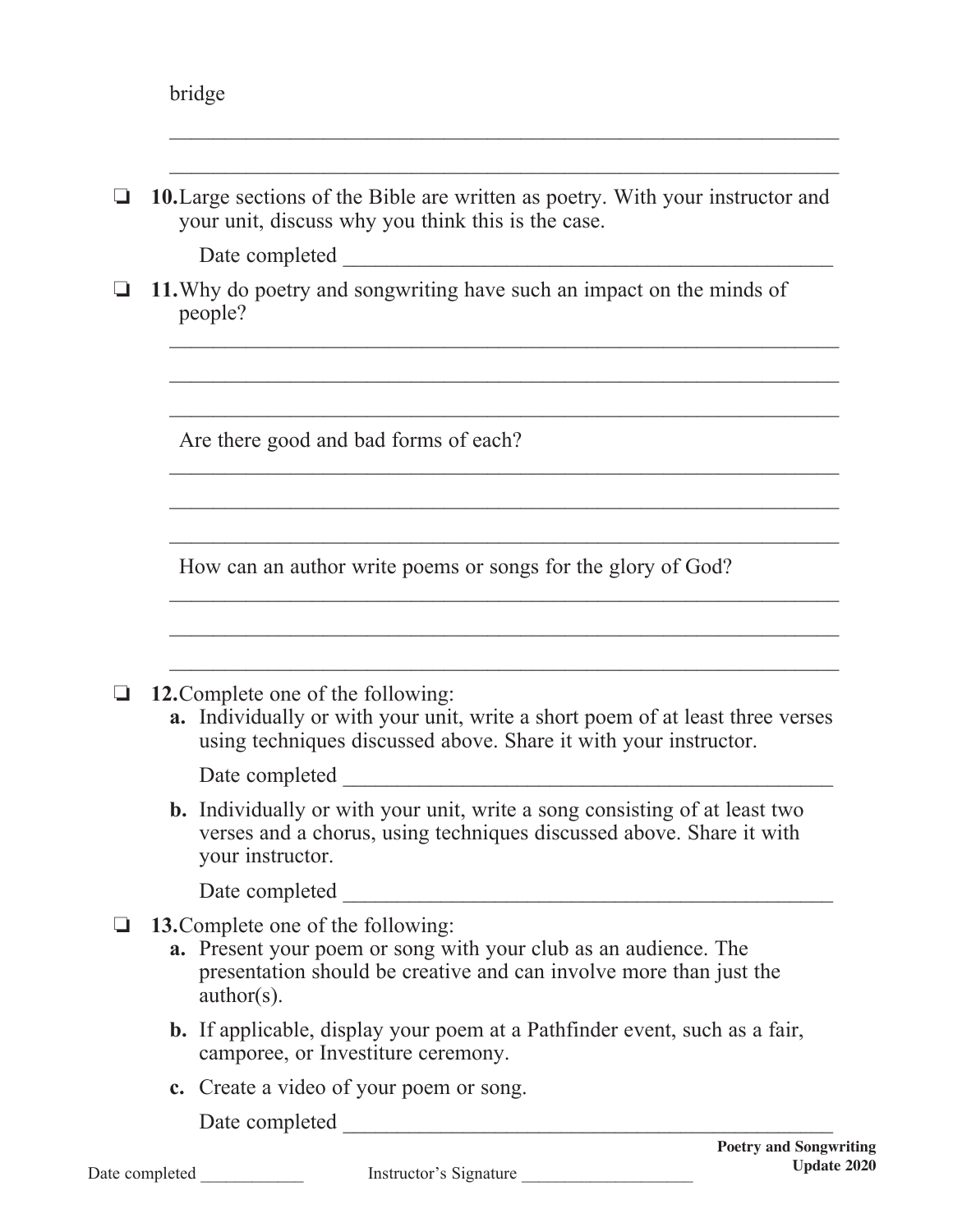bridge

_______________________________________________________________

_______________________________________________________________

❏ **10.** Large sections of the Bible are written as poetry. With your instructor and your unit, discuss why you think this is the case.

Date completed _______________________________________________

❏ **11.** Why do poetry and songwriting have such an impact on the minds of people?

_______________________________________________________________

_______________________________________________________________

_______________________________________________________________

Are there good and bad forms of each?

_______________________________________________________________

_______________________________________________________________

_______________________________________________________________

How can an author write poems or songs for the glory of God?

_______________________________________________________________

_______________________________________________________________

_______________________________________________________________

❏ **12.** Complete one of the following:

**a.** Individually or with your unit, write a short poem of at least three verses using techniques discussed above. Share it with your instructor.

Date completed _______________________________________________

**b.** Individually or with your unit, write a song consisting of at least two verses and a chorus, using techniques discussed above. Share it with your instructor.

Date completed _______________________________________________

❏ **13.** Complete one of the following:

**a.** Present your poem or song with your club as an audience. The presentation should be creative and can involve more than just the author(s).

**b.** If applicable, display your poem at a Pathfinder event, such as a fair, camporee, or Investiture ceremony.

**c.** Create a video of your poem or song.

Date completed _______________________________________________

Date completed ____________ Instructor's Signature ___________________

**Poetry and Songwriting**
**Update 2020**